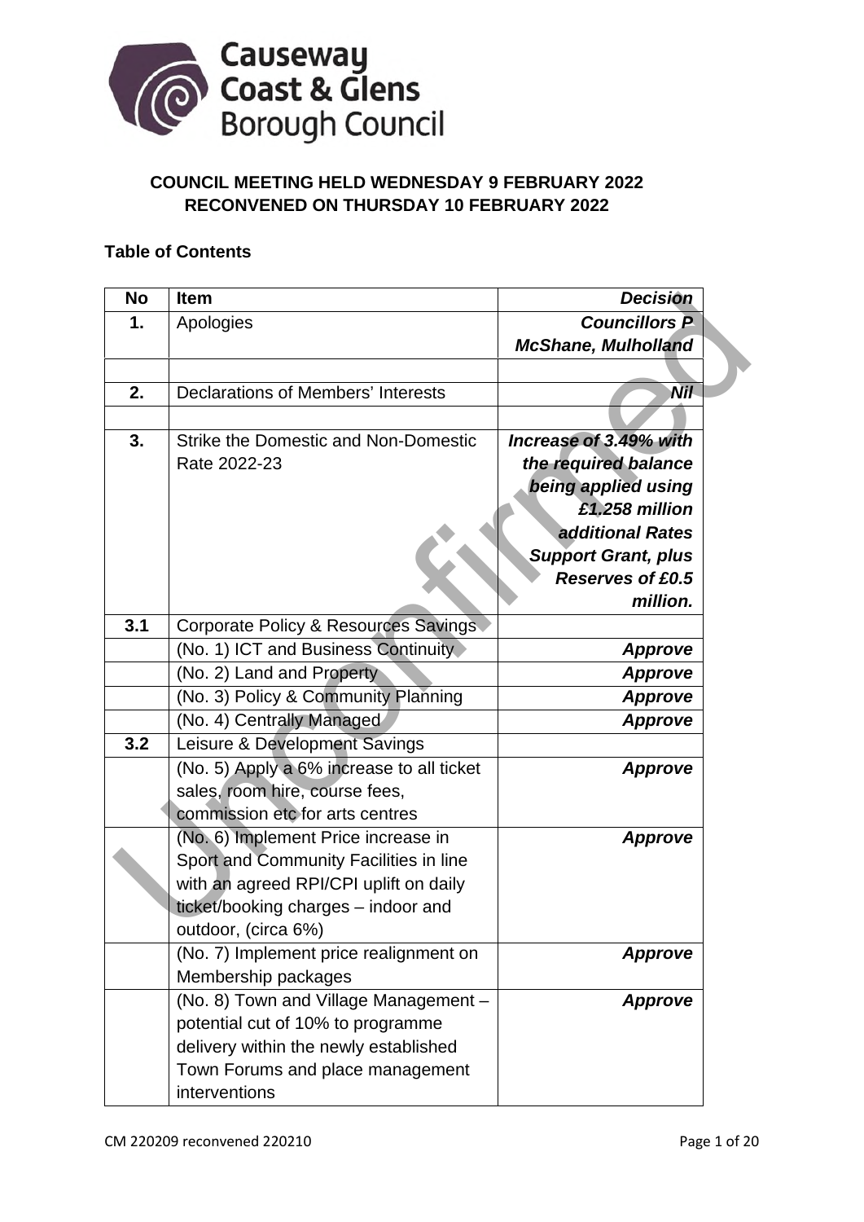**COUNCIL MEETING HELD WEDNESDAY 9 FEBRUARY 2022**
**RECONVENED ON THURSDAY 10 FEBRUARY 2022**

**Table of Contents**

| No | Item | Decision |
|---|---|---|
| **1.** | Apologies | ***Councillors P McShane, Mulholland*** |
| | | |
| **2.** | Declarations of Members' Interests | ***Nil*** |
| | | |
| **3.** | Strike the Domestic and Non-Domestic Rate 2022-23 | ***Increase of 3.49% with the required balance being applied using £1.258 million additional Rates Support Grant, plus Reserves of £0.5 million.*** |
| **3.1** | Corporate Policy & Resources Savings | |
| | (No. 1) ICT and Business Continuity | ***Approve*** |
| | (No. 2) Land and Property | ***Approve*** |
| | (No. 3) Policy & Community Planning | ***Approve*** |
| | (No. 4) Centrally Managed | ***Approve*** |
| **3.2** | Leisure & Development Savings | |
| | (No. 5) Apply a 6% increase to all ticket sales, room hire, course fees, commission etc for arts centres | ***Approve*** |
| | (No. 6) Implement Price increase in Sport and Community Facilities in line with an agreed RPI/CPI uplift on daily ticket/booking charges – indoor and outdoor, (circa 6%) | ***Approve*** |
| | (No. 7) Implement price realignment on Membership packages | ***Approve*** |
| | (No. 8) Town and Village Management – potential cut of 10% to programme delivery within the newly established Town Forums and place management interventions | ***Approve*** |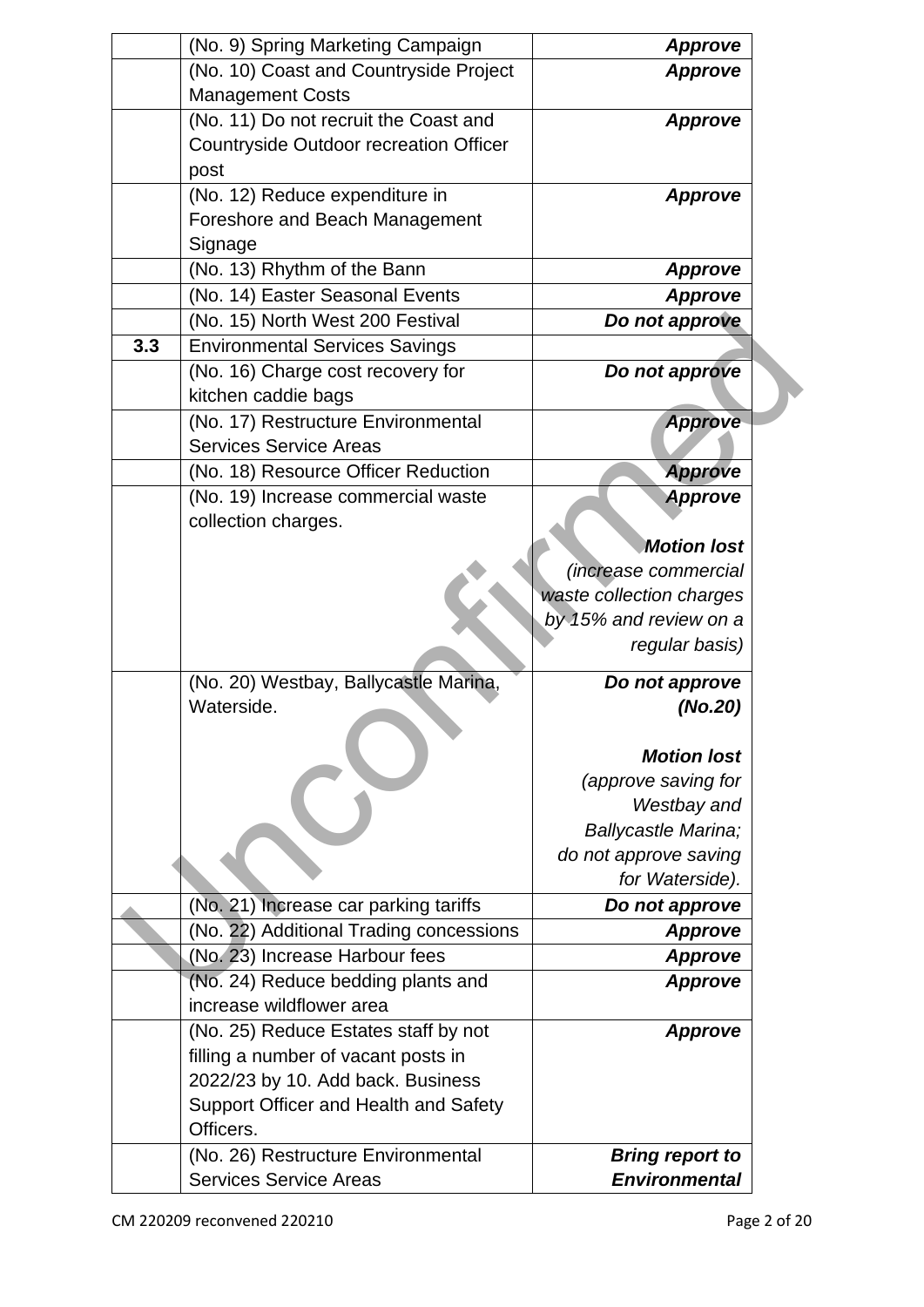| | | |
|---|---|---|
| | (No. 9) Spring Marketing Campaign | ***Approve*** |
| | (No. 10) Coast and Countryside Project Management Costs | ***Approve*** |
| | (No. 11) Do not recruit the Coast and Countryside Outdoor recreation Officer post | ***Approve*** |
| | (No. 12) Reduce expenditure in Foreshore and Beach Management Signage | ***Approve*** |
| | (No. 13) Rhythm of the Bann | ***Approve*** |
| | (No. 14) Easter Seasonal Events | ***Approve*** |
| | (No. 15) North West 200 Festival | ***Do not approve*** |
| **3.3** | Environmental Services Savings | |
| | (No. 16) Charge cost recovery for kitchen caddie bags | ***Do not approve*** |
| | (No. 17) Restructure Environmental Services Service Areas | ***Approve*** |
| | (No. 18) Resource Officer Reduction | ***Approve*** |
| | (No. 19) Increase commercial waste collection charges. | ***Approve*** <br><br> ***Motion lost*** *(increase commercial waste collection charges by 15% and review on a regular basis)* |
| | (No. 20) Westbay, Ballycastle Marina, Waterside. | ***Do not approve (No.20)*** <br><br> ***Motion lost*** *(approve saving for Westbay and Ballycastle Marina; do not approve saving for Waterside).* |
| | (No. 21) Increase car parking tariffs | ***Do not approve*** |
| | (No. 22) Additional Trading concessions | ***Approve*** |
| | (No. 23) Increase Harbour fees | ***Approve*** |
| | (No. 24) Reduce bedding plants and increase wildflower area | ***Approve*** |
| | (No. 25) Reduce Estates staff by not filling a number of vacant posts in 2022/23 by 10. Add back. Business Support Officer and Health and Safety Officers. | ***Approve*** |
| | (No. 26) Restructure Environmental Services Service Areas | ***Bring report to Environmental*** |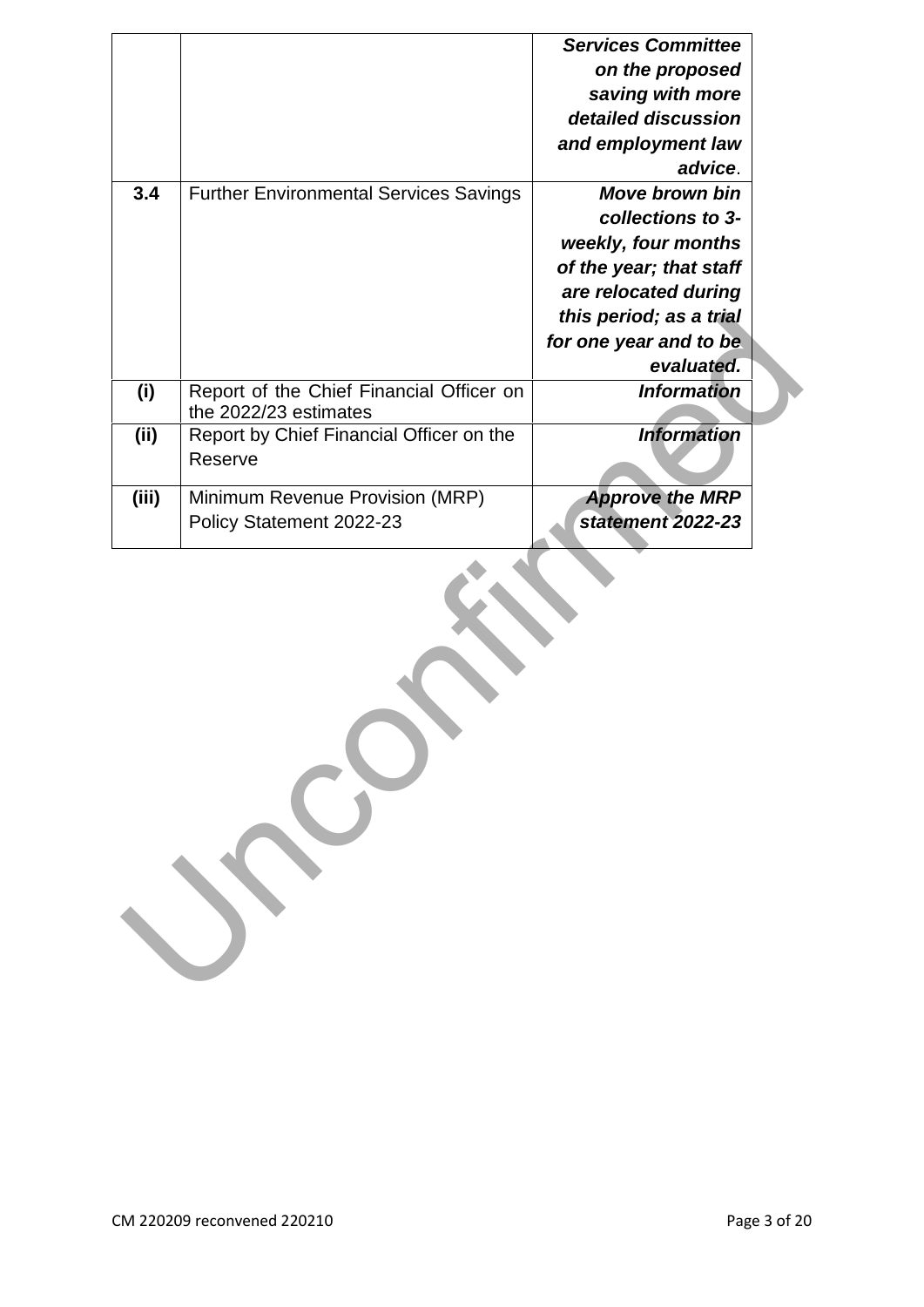| | | |
|---|---|---|
| | | ***Services Committee on the proposed saving with more detailed discussion and employment law advice***. |
| **3.4** | Further Environmental Services Savings | ***Move brown bin collections to 3-weekly, four months of the year; that staff are relocated during this period; as a trial for one year and to be evaluated.*** |
| **(i)** | Report of the Chief Financial Officer on the 2022/23 estimates | ***Information*** |
| **(ii)** | Report by Chief Financial Officer on the Reserve | ***Information*** |
| **(iii)** | Minimum Revenue Provision (MRP) Policy Statement 2022-23 | ***Approve the MRP statement 2022-23*** |

Unconfirmed

CM 220209 reconvened 220210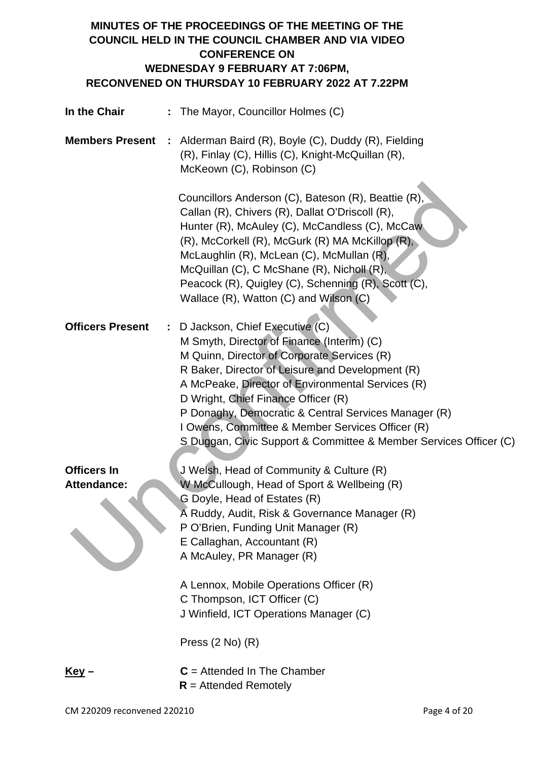# MINUTES OF THE PROCEEDINGS OF THE MEETING OF THE COUNCIL HELD IN THE COUNCIL CHAMBER AND VIA VIDEO CONFERENCE ON WEDNESDAY 9 FEBRUARY AT 7:06PM, RECONVENED ON THURSDAY 10 FEBRUARY 2022 AT 7.22PM

**In the Chair** : The Mayor, Councillor Holmes (C)

**Members Present** : Alderman Baird (R), Boyle (C), Duddy (R), Fielding (R), Finlay (C), Hillis (C), Knight-McQuillan (R), McKeown (C), Robinson (C)

Councillors Anderson (C), Bateson (R), Beattie (R), Callan (R), Chivers (R), Dallat O'Driscoll (R), Hunter (R), McAuley (C), McCandless (C), McCaw (R), McCorkell (R), McGurk (R) MA McKillop (R), McLaughlin (R), McLean (C), McMullan (R), McQuillan (C), C McShane (R), Nicholl (R), Peacock (R), Quigley (C), Schenning (R), Scott (C), Wallace (R), Watton (C) and Wilson (C)

**Officers Present** : D Jackson, Chief Executive (C)
M Smyth, Director of Finance (Interim) (C)
M Quinn, Director of Corporate Services (R)
R Baker, Director of Leisure and Development (R)
A McPeake, Director of Environmental Services (R)
D Wright, Chief Finance Officer (R)
P Donaghy, Democratic & Central Services Manager (R)
I Owens, Committee & Member Services Officer (R)
S Duggan, Civic Support & Committee & Member Services Officer (C)

**Officers In Attendance:** J Welsh, Head of Community & Culture (R)
W McCullough, Head of Sport & Wellbeing (R)
G Doyle, Head of Estates (R)
A Ruddy, Audit, Risk & Governance Manager (R)
P O'Brien, Funding Unit Manager (R)
E Callaghan, Accountant (R)
A McAuley, PR Manager (R)

A Lennox, Mobile Operations Officer (R)
C Thompson, ICT Officer (C)
J Winfield, ICT Operations Manager (C)

Press (2 No) (R)

**Key –** **C** = Attended In The Chamber
**R** = Attended Remotely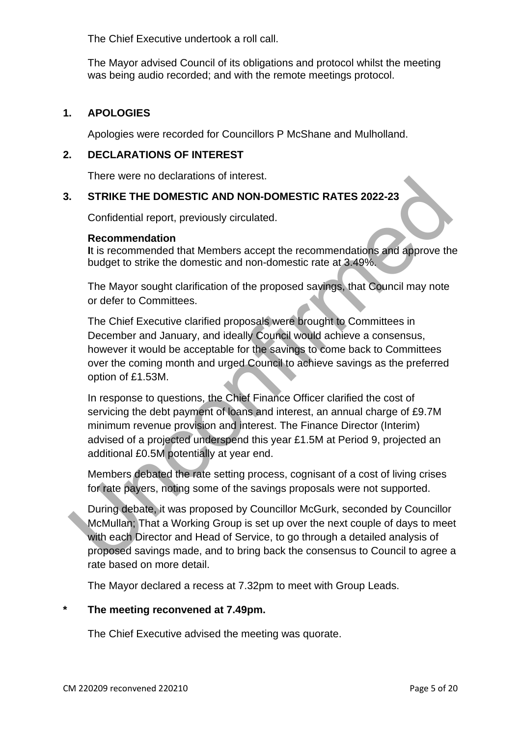The Chief Executive undertook a roll call.

The Mayor advised Council of its obligations and protocol whilst the meeting was being audio recorded; and with the remote meetings protocol.

## 1. APOLOGIES

Apologies were recorded for Councillors P McShane and Mulholland.

## 2. DECLARATIONS OF INTEREST

There were no declarations of interest.

## 3. STRIKE THE DOMESTIC AND NON-DOMESTIC RATES 2022-23

Confidential report, previously circulated.

**Recommendation**
**I**t is recommended that Members accept the recommendations and approve the budget to strike the domestic and non-domestic rate at 3.49%.

The Mayor sought clarification of the proposed savings, that Council may note or defer to Committees.

The Chief Executive clarified proposals were brought to Committees in December and January, and ideally Council would achieve a consensus, however it would be acceptable for the savings to come back to Committees over the coming month and urged Council to achieve savings as the preferred option of £1.53M.

In response to questions, the Chief Finance Officer clarified the cost of servicing the debt payment of loans and interest, an annual charge of £9.7M minimum revenue provision and interest. The Finance Director (Interim) advised of a projected underspend this year £1.5M at Period 9, projected an additional £0.5M potentially at year end.

Members debated the rate setting process, cognisant of a cost of living crises for rate payers, noting some of the savings proposals were not supported.

During debate, it was proposed by Councillor McGurk, seconded by Councillor McMullan; That a Working Group is set up over the next couple of days to meet with each Director and Head of Service, to go through a detailed analysis of proposed savings made, and to bring back the consensus to Council to agree a rate based on more detail.

The Mayor declared a recess at 7.32pm to meet with Group Leads.

**\* The meeting reconvened at 7.49pm.**

The Chief Executive advised the meeting was quorate.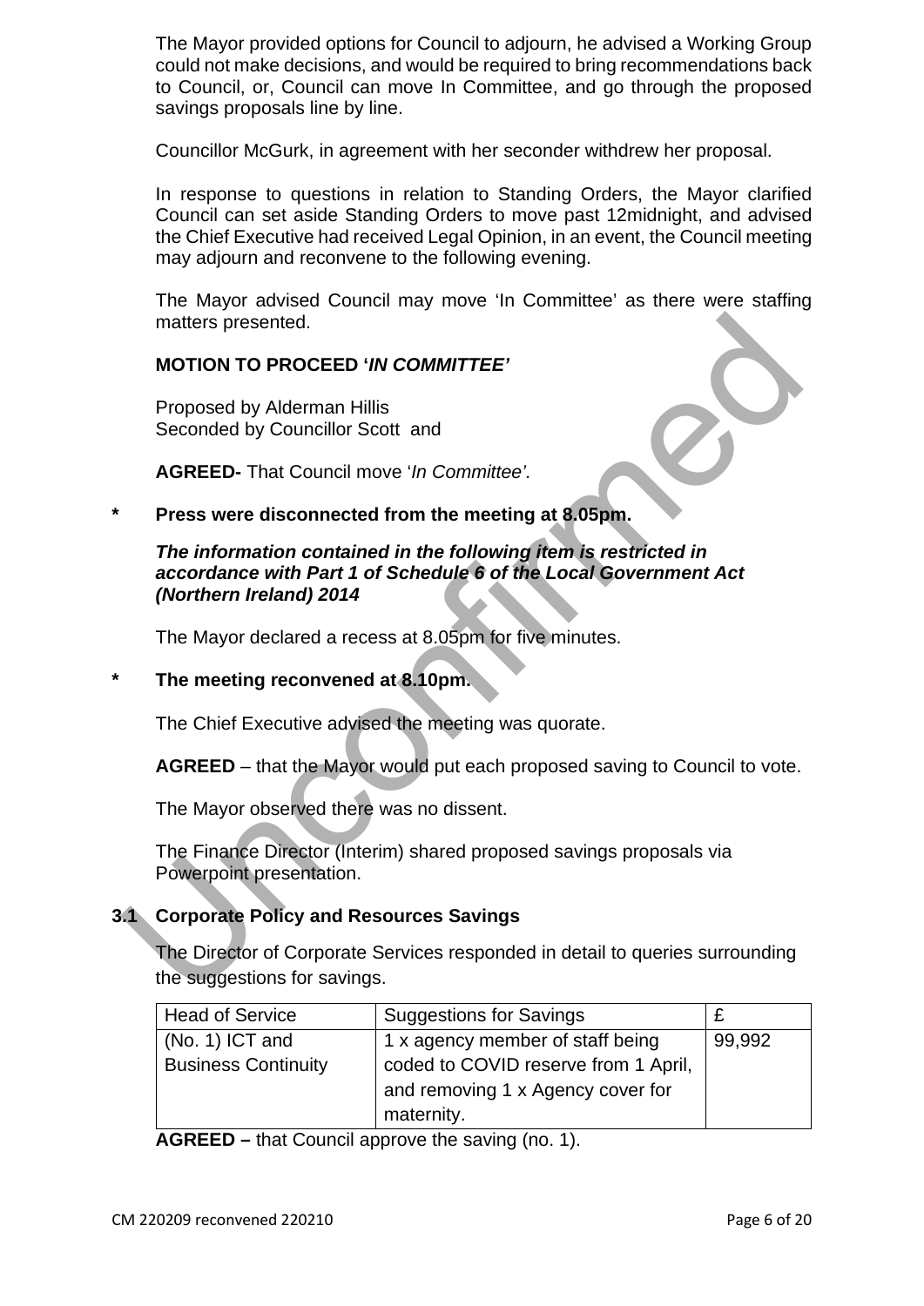The Mayor provided options for Council to adjourn, he advised a Working Group could not make decisions, and would be required to bring recommendations back to Council, or, Council can move In Committee, and go through the proposed savings proposals line by line.

Councillor McGurk, in agreement with her seconder withdrew her proposal.

In response to questions in relation to Standing Orders, the Mayor clarified Council can set aside Standing Orders to move past 12midnight, and advised the Chief Executive had received Legal Opinion, in an event, the Council meeting may adjourn and reconvene to the following evening.

The Mayor advised Council may move 'In Committee' as there were staffing matters presented.

**MOTION TO PROCEED '*IN COMMITTEE*'**

Proposed by Alderman Hillis
Seconded by Councillor Scott and

**AGREED-** That Council move '*In Committee'.*

**\* Press were disconnected from the meeting at 8.05pm.**

***The information contained in the following item is restricted in accordance with Part 1 of Schedule 6 of the Local Government Act (Northern Ireland) 2014***

The Mayor declared a recess at 8.05pm for five minutes.

**\* The meeting reconvened at 8.10pm.**

The Chief Executive advised the meeting was quorate.

**AGREED** – that the Mayor would put each proposed saving to Council to vote.

The Mayor observed there was no dissent.

The Finance Director (Interim) shared proposed savings proposals via Powerpoint presentation.

## 3.1 Corporate Policy and Resources Savings

The Director of Corporate Services responded in detail to queries surrounding the suggestions for savings.

| Head of Service | Suggestions for Savings | £ |
|---|---|---|
| (No. 1) ICT and Business Continuity | 1 x agency member of staff being coded to COVID reserve from 1 April, and removing 1 x Agency cover for maternity. | 99,992 |

**AGREED –** that Council approve the saving (no. 1).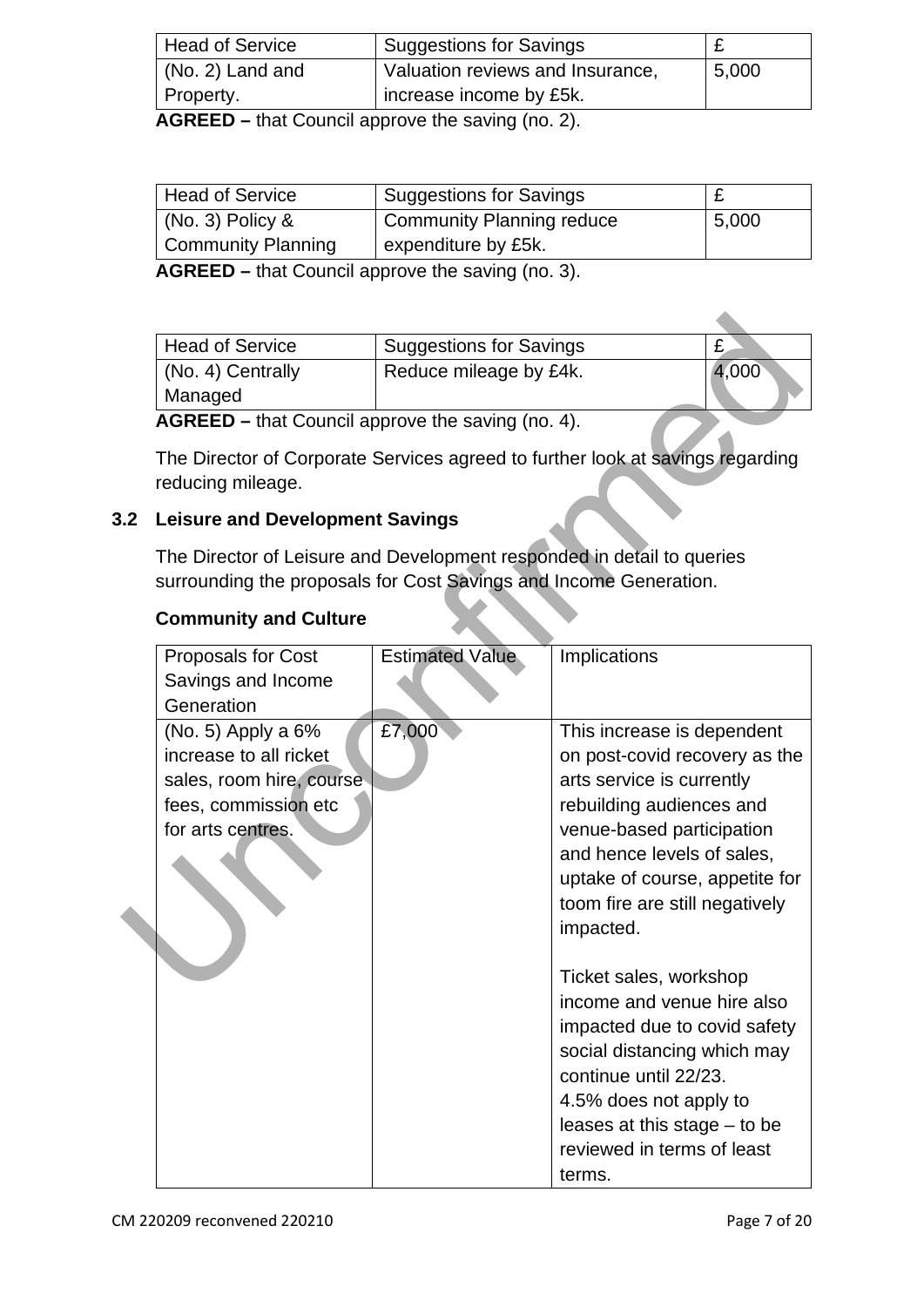| Head of Service | Suggestions for Savings | £ |
|---|---|---|
| (No. 2) Land and Property. | Valuation reviews and Insurance, increase income by £5k. | 5,000 |

**AGREED –** that Council approve the saving (no. 2).

| Head of Service | Suggestions for Savings | £ |
|---|---|---|
| (No. 3) Policy & Community Planning | Community Planning reduce expenditure by £5k. | 5,000 |

**AGREED –** that Council approve the saving (no. 3).

| Head of Service | Suggestions for Savings | £ |
|---|---|---|
| (No. 4) Centrally Managed | Reduce mileage by £4k. | 4,000 |

**AGREED –** that Council approve the saving (no. 4).

The Director of Corporate Services agreed to further look at savings regarding reducing mileage.

### 3.2 Leisure and Development Savings

The Director of Leisure and Development responded in detail to queries surrounding the proposals for Cost Savings and Income Generation.

**Community and Culture**

| Proposals for Cost Savings and Income Generation | Estimated Value | Implications |
|---|---|---|
| (No. 5) Apply a 6% increase to all ricket sales, room hire, course fees, commission etc for arts centres. | £7,000 | This increase is dependent on post-covid recovery as the arts service is currently rebuilding audiences and venue-based participation and hence levels of sales, uptake of course, appetite for toom fire are still negatively impacted.<br><br>Ticket sales, workshop income and venue hire also impacted due to covid safety social distancing which may continue until 22/23.<br>4.5% does not apply to leases at this stage – to be reviewed in terms of least terms. |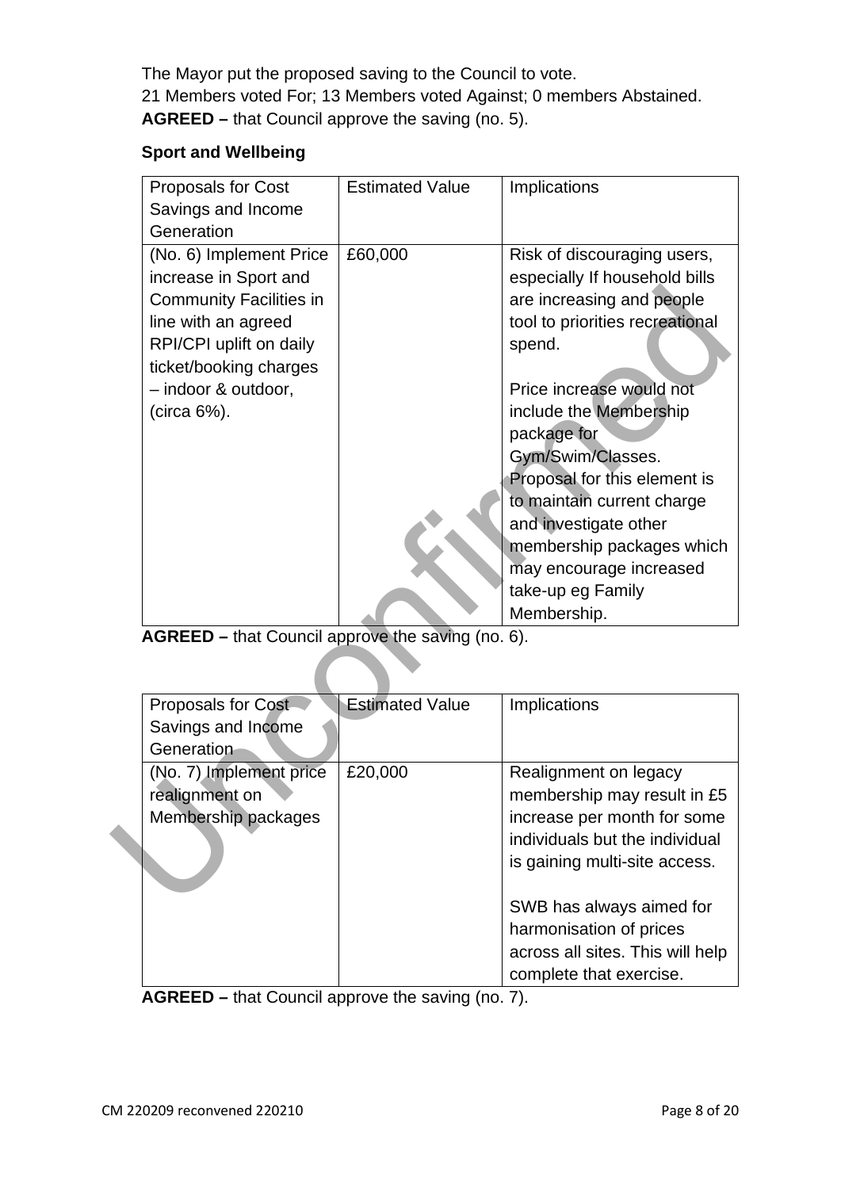The Mayor put the proposed saving to the Council to vote.
21 Members voted For; 13 Members voted Against; 0 members Abstained.
**AGREED –** that Council approve the saving (no. 5).

**Sport and Wellbeing**

| Proposals for Cost Savings and Income Generation | Estimated Value | Implications |
|---|---|---|
| (No. 6) Implement Price increase in Sport and Community Facilities in line with an agreed RPI/CPI uplift on daily ticket/booking charges – indoor & outdoor, (circa 6%). | £60,000 | Risk of discouraging users, especially If household bills are increasing and people tool to priorities recreational spend.<br><br>Price increase would not include the Membership package for Gym/Swim/Classes. Proposal for this element is to maintain current charge and investigate other membership packages which may encourage increased take-up eg Family Membership. |

**AGREED –** that Council approve the saving (no. 6).

| Proposals for Cost Savings and Income Generation | Estimated Value | Implications |
|---|---|---|
| (No. 7) Implement price realignment on Membership packages | £20,000 | Realignment on legacy membership may result in £5 increase per month for some individuals but the individual is gaining multi-site access.<br><br>SWB has always aimed for harmonisation of prices across all sites. This will help complete that exercise. |

**AGREED –** that Council approve the saving (no. 7).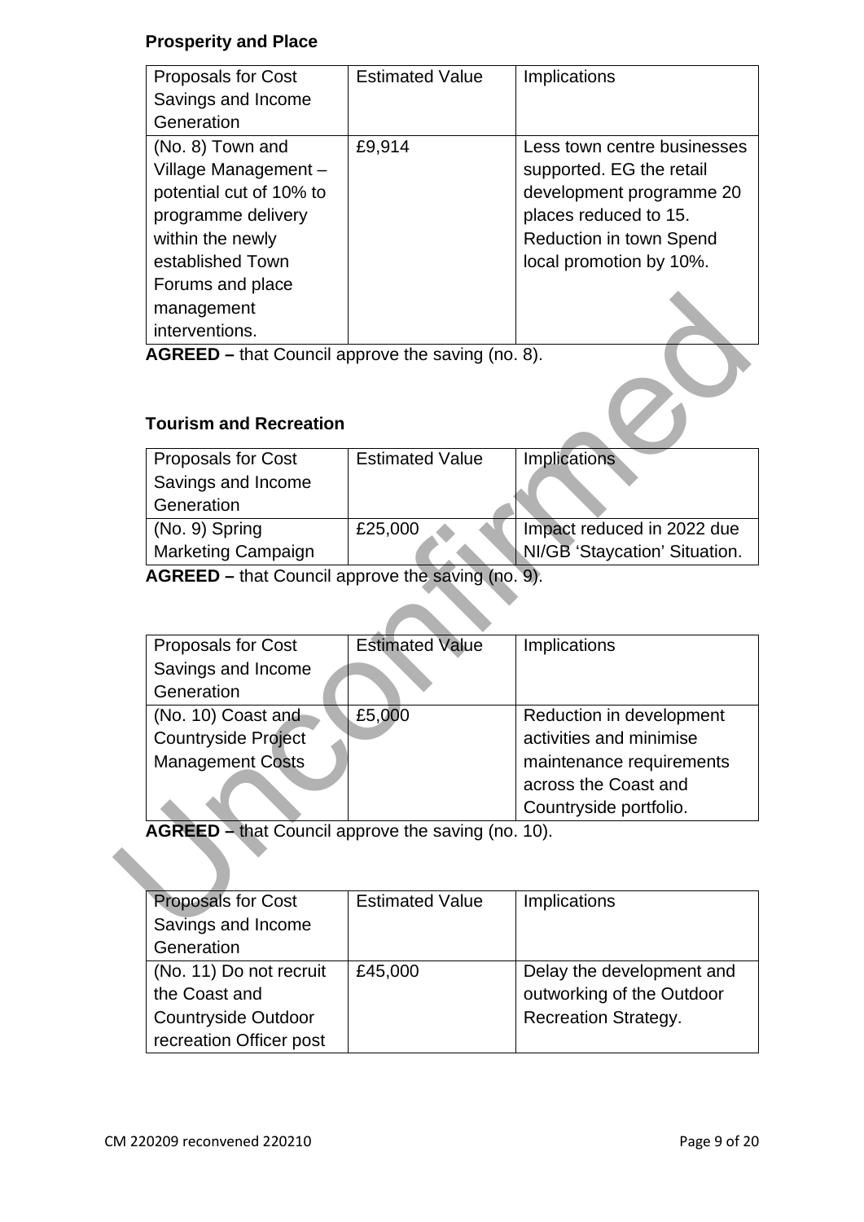**Prosperity and Place**

| Proposals for Cost Savings and Income Generation | Estimated Value | Implications |
|---|---|---|
| (No. 8) Town and Village Management – potential cut of 10% to programme delivery within the newly established Town Forums and place management interventions. | £9,914 | Less town centre businesses supported. EG the retail development programme 20 places reduced to 15. Reduction in town Spend local promotion by 10%. |

**AGREED –** that Council approve the saving (no. 8).

**Tourism and Recreation**

| Proposals for Cost Savings and Income Generation | Estimated Value | Implications |
|---|---|---|
| (No. 9) Spring Marketing Campaign | £25,000 | Impact reduced in 2022 due NI/GB 'Staycation' Situation. |

**AGREED –** that Council approve the saving (no. 9).

| Proposals for Cost Savings and Income Generation | Estimated Value | Implications |
|---|---|---|
| (No. 10) Coast and Countryside Project Management Costs | £5,000 | Reduction in development activities and minimise maintenance requirements across the Coast and Countryside portfolio. |

**AGREED –** that Council approve the saving (no. 10).

| Proposals for Cost Savings and Income Generation | Estimated Value | Implications |
|---|---|---|
| (No. 11) Do not recruit the Coast and Countryside Outdoor recreation Officer post | £45,000 | Delay the development and outworking of the Outdoor Recreation Strategy. |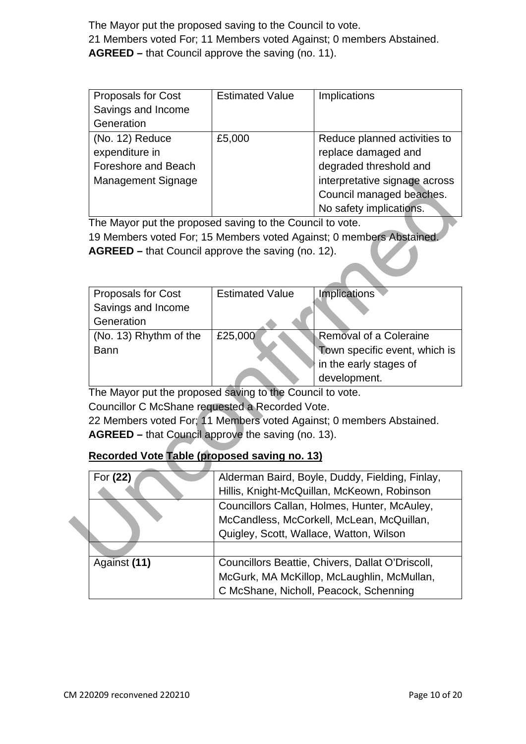The Mayor put the proposed saving to the Council to vote.
21 Members voted For; 11 Members voted Against; 0 members Abstained.
**AGREED –** that Council approve the saving (no. 11).

| Proposals for Cost Savings and Income Generation | Estimated Value | Implications |
|---|---|---|
| (No. 12) Reduce expenditure in Foreshore and Beach Management Signage | £5,000 | Reduce planned activities to replace damaged and degraded threshold and interpretative signage across Council managed beaches. No safety implications. |

The Mayor put the proposed saving to the Council to vote.
19 Members voted For; 15 Members voted Against; 0 members Abstained.
**AGREED –** that Council approve the saving (no. 12).

| Proposals for Cost Savings and Income Generation | Estimated Value | Implications |
|---|---|---|
| (No. 13) Rhythm of the Bann | £25,000 | Removal of a Coleraine Town specific event, which is in the early stages of development. |

The Mayor put the proposed saving to the Council to vote.
Councillor C McShane requested a Recorded Vote.
22 Members voted For; 11 Members voted Against; 0 members Abstained.
**AGREED –** that Council approve the saving (no. 13).

**Recorded Vote Table (proposed saving no. 13)**

| | |
|---|---|
| For **(22)** | Alderman Baird, Boyle, Duddy, Fielding, Finlay, Hillis, Knight-McQuillan, McKeown, Robinson |
| | Councillors Callan, Holmes, Hunter, McAuley, McCandless, McCorkell, McLean, McQuillan, Quigley, Scott, Wallace, Watton, Wilson |
| | |
| Against **(11)** | Councillors Beattie, Chivers, Dallat O'Driscoll, McGurk, MA McKillop, McLaughlin, McMullan, C McShane, Nicholl, Peacock, Schenning |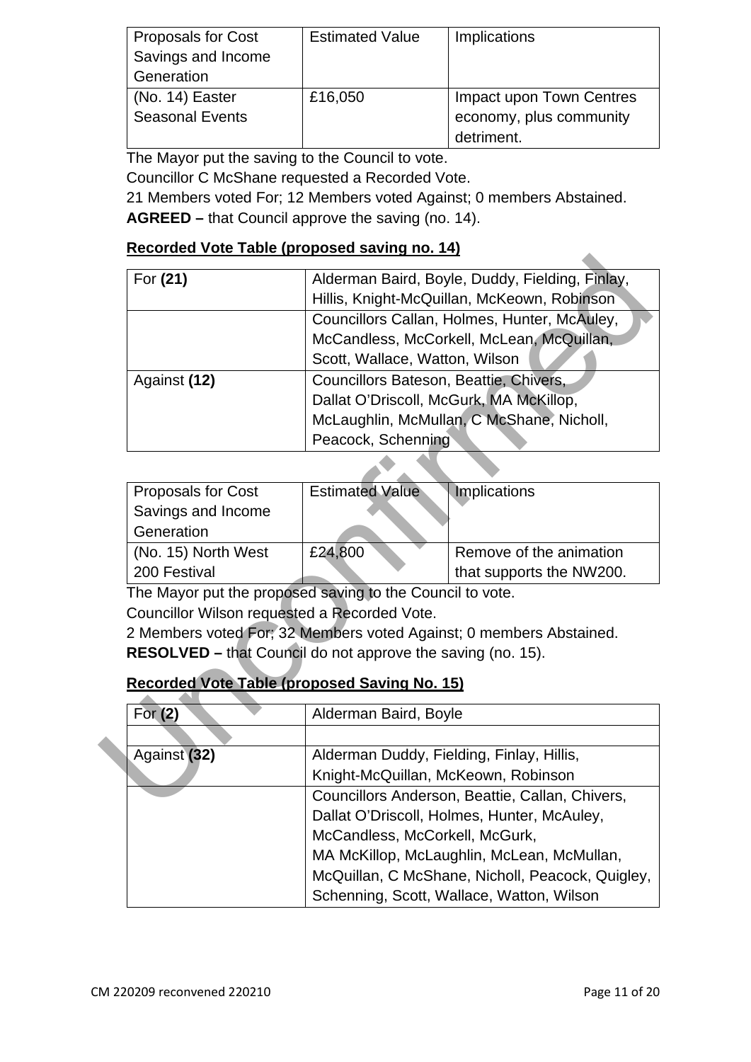| Proposals for Cost Savings and Income Generation | Estimated Value | Implications |
|---|---|---|
| (No. 14) Easter Seasonal Events | £16,050 | Impact upon Town Centres economy, plus community detriment. |

The Mayor put the saving to the Council to vote.

Councillor C McShane requested a Recorded Vote.

21 Members voted For; 12 Members voted Against; 0 members Abstained.

**AGREED –** that Council approve the saving (no. 14).

**Recorded Vote Table (proposed saving no. 14)**

| For **(21)** | Alderman Baird, Boyle, Duddy, Fielding, Finlay, Hillis, Knight-McQuillan, McKeown, Robinson |
|---|---|
| | Councillors Callan, Holmes, Hunter, McAuley, McCandless, McCorkell, McLean, McQuillan, Scott, Wallace, Watton, Wilson |
| Against **(12)** | Councillors Bateson, Beattie, Chivers, Dallat O'Driscoll, McGurk, MA McKillop, McLaughlin, McMullan, C McShane, Nicholl, Peacock, Schenning |

| Proposals for Cost Savings and Income Generation | Estimated Value | Implications |
|---|---|---|
| (No. 15) North West 200 Festival | £24,800 | Remove of the animation that supports the NW200. |

The Mayor put the proposed saving to the Council to vote.

Councillor Wilson requested a Recorded Vote.

2 Members voted For; 32 Members voted Against; 0 members Abstained.

**RESOLVED –** that Council do not approve the saving (no. 15).

**Recorded Vote Table (proposed Saving No. 15)**

| For **(2)** | Alderman Baird, Boyle |
|---|---|
| | |
| Against **(32)** | Alderman Duddy, Fielding, Finlay, Hillis, Knight-McQuillan, McKeown, Robinson |
| | Councillors Anderson, Beattie, Callan, Chivers, Dallat O'Driscoll, Holmes, Hunter, McAuley, McCandless, McCorkell, McGurk, MA McKillop, McLaughlin, McLean, McMullan, McQuillan, C McShane, Nicholl, Peacock, Quigley, Schenning, Scott, Wallace, Watton, Wilson |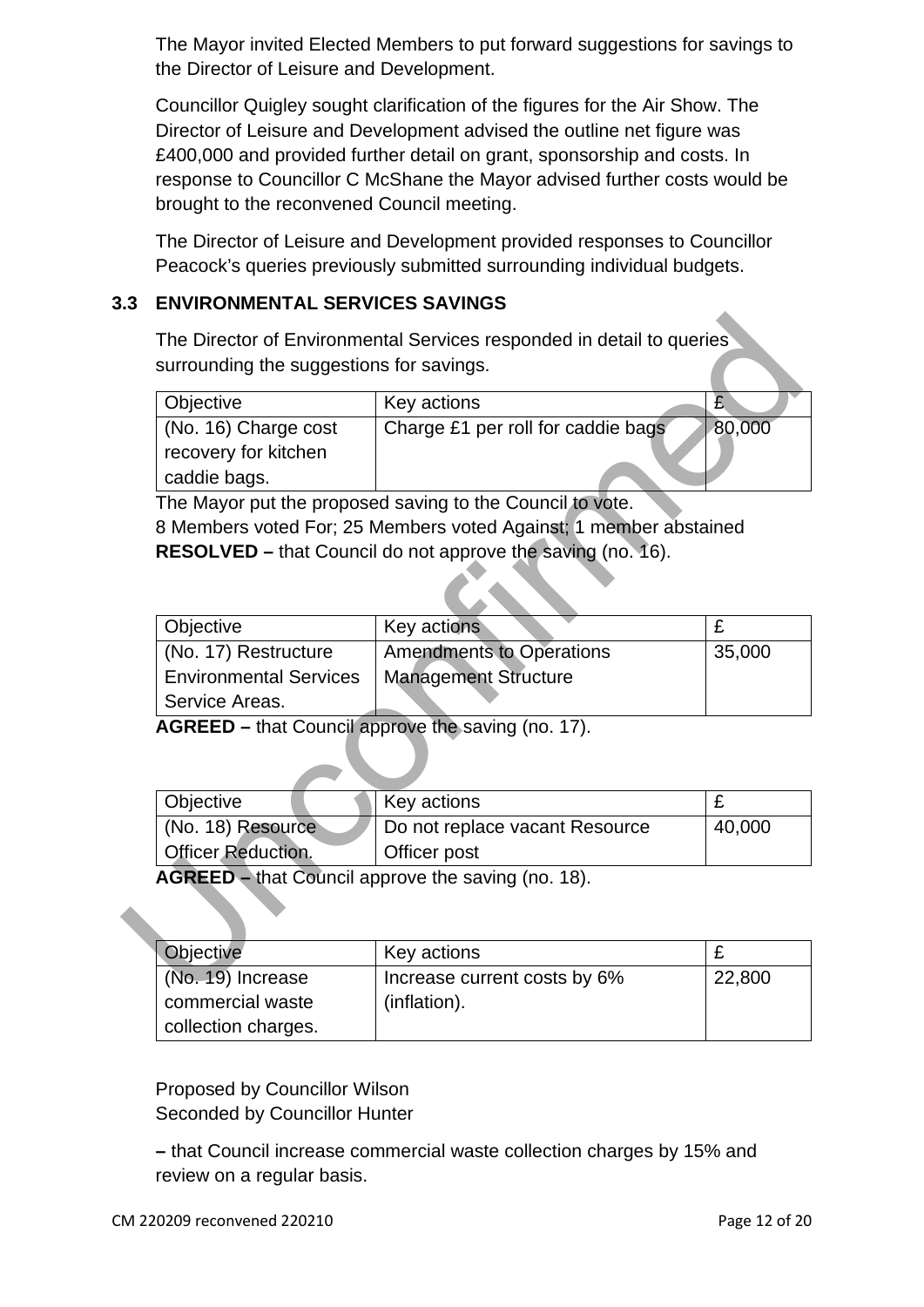The Mayor invited Elected Members to put forward suggestions for savings to the Director of Leisure and Development.

Councillor Quigley sought clarification of the figures for the Air Show. The Director of Leisure and Development advised the outline net figure was £400,000 and provided further detail on grant, sponsorship and costs. In response to Councillor C McShane the Mayor advised further costs would be brought to the reconvened Council meeting.

The Director of Leisure and Development provided responses to Councillor Peacock's queries previously submitted surrounding individual budgets.

### 3.3 ENVIRONMENTAL SERVICES SAVINGS

The Director of Environmental Services responded in detail to queries surrounding the suggestions for savings.

| Objective | Key actions | £ |
|---|---|---|
| (No. 16) Charge cost recovery for kitchen caddie bags. | Charge £1 per roll for caddie bags | 80,000 |

The Mayor put the proposed saving to the Council to vote.
8 Members voted For; 25 Members voted Against; 1 member abstained
**RESOLVED –** that Council do not approve the saving (no. 16).

| Objective | Key actions | £ |
|---|---|---|
| (No. 17) Restructure Environmental Services Service Areas. | Amendments to Operations Management Structure | 35,000 |

**AGREED –** that Council approve the saving (no. 17).

| Objective | Key actions | £ |
|---|---|---|
| (No. 18) Resource Officer Reduction. | Do not replace vacant Resource Officer post | 40,000 |

**AGREED –** that Council approve the saving (no. 18).

| Objective | Key actions | £ |
|---|---|---|
| (No. 19) Increase commercial waste collection charges. | Increase current costs by 6% (inflation). | 22,800 |

Proposed by Councillor Wilson
Seconded by Councillor Hunter

**–** that Council increase commercial waste collection charges by 15% and review on a regular basis.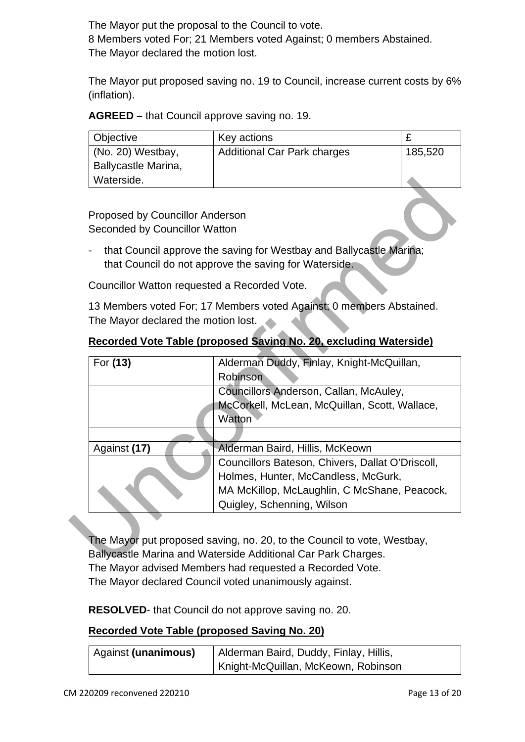The Mayor put the proposal to the Council to vote.
8 Members voted For; 21 Members voted Against; 0 members Abstained.
The Mayor declared the motion lost.

The Mayor put proposed saving no. 19 to Council, increase current costs by 6% (inflation).

**AGREED –** that Council approve saving no. 19.

| Objective | Key actions | £ |
|---|---|---|
| (No. 20) Westbay, Ballycastle Marina, Waterside. | Additional Car Park charges | 185,520 |

Proposed by Councillor Anderson
Seconded by Councillor Watton

- that Council approve the saving for Westbay and Ballycastle Marina; that Council do not approve the saving for Waterside.

Councillor Watton requested a Recorded Vote.

13 Members voted For; 17 Members voted Against; 0 members Abstained.
The Mayor declared the motion lost.

**Recorded Vote Table (proposed Saving No. 20, excluding Waterside)**

| For **(13)** | Alderman Duddy, Finlay, Knight-McQuillan, Robinson |
|---|---|
| | Councillors Anderson, Callan, McAuley, McCorkell, McLean, McQuillan, Scott, Wallace, Watton |
| | |
| Against **(17)** | Alderman Baird, Hillis, McKeown |
| | Councillors Bateson, Chivers, Dallat O'Driscoll, Holmes, Hunter, McCandless, McGurk, MA McKillop, McLaughlin, C McShane, Peacock, Quigley, Schenning, Wilson |

The Mayor put proposed saving, no. 20, to the Council to vote, Westbay, Ballycastle Marina and Waterside Additional Car Park Charges.
The Mayor advised Members had requested a Recorded Vote.
The Mayor declared Council voted unanimously against.

**RESOLVED**- that Council do not approve saving no. 20.

**Recorded Vote Table (proposed Saving No. 20)**

| Against **(unanimous)** | Alderman Baird, Duddy, Finlay, Hillis, Knight-McQuillan, McKeown, Robinson |
|---|---|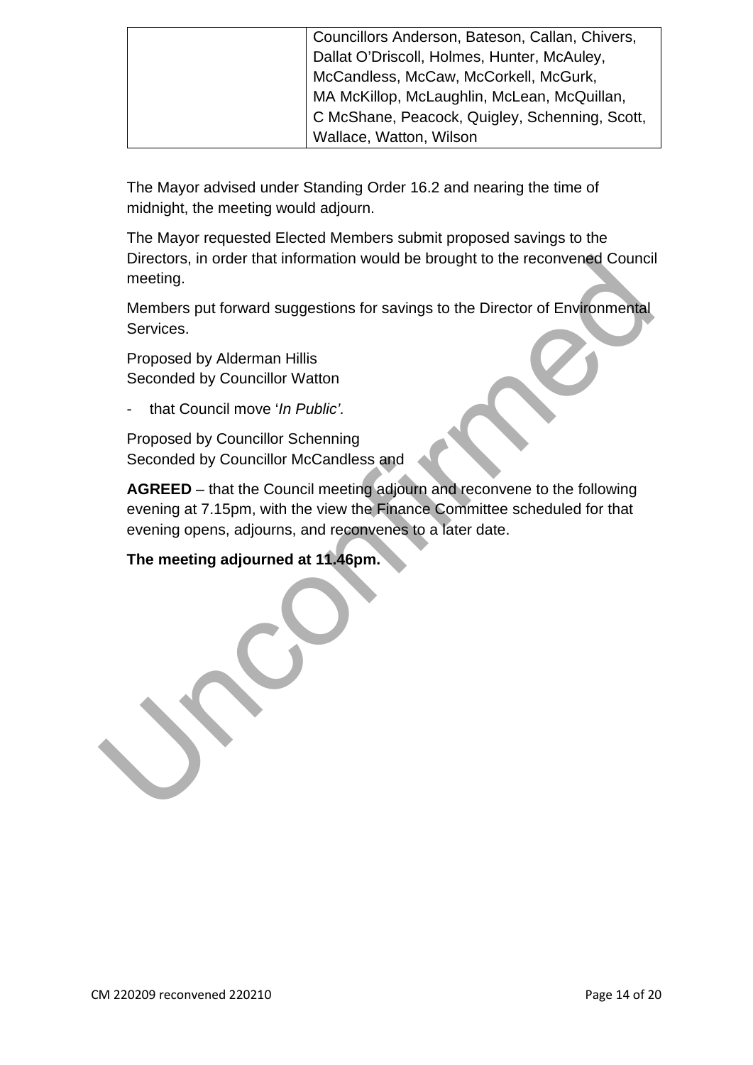| | Councillors Anderson, Bateson, Callan, Chivers, Dallat O'Driscoll, Holmes, Hunter, McAuley, McCandless, McCaw, McCorkell, McGurk, MA McKillop, McLaughlin, McLean, McQuillan, C McShane, Peacock, Quigley, Schenning, Scott, Wallace, Watton, Wilson |
|---|---|

The Mayor advised under Standing Order 16.2 and nearing the time of midnight, the meeting would adjourn.

The Mayor requested Elected Members submit proposed savings to the Directors, in order that information would be brought to the reconvened Council meeting.

Members put forward suggestions for savings to the Director of Environmental Services.

Proposed by Alderman Hillis
Seconded by Councillor Watton

- that Council move '*In Public'.*

Proposed by Councillor Schenning
Seconded by Councillor McCandless and

**AGREED** – that the Council meeting adjourn and reconvene to the following evening at 7.15pm, with the view the Finance Committee scheduled for that evening opens, adjourns, and reconvenes to a later date.

**The meeting adjourned at 11.46pm.**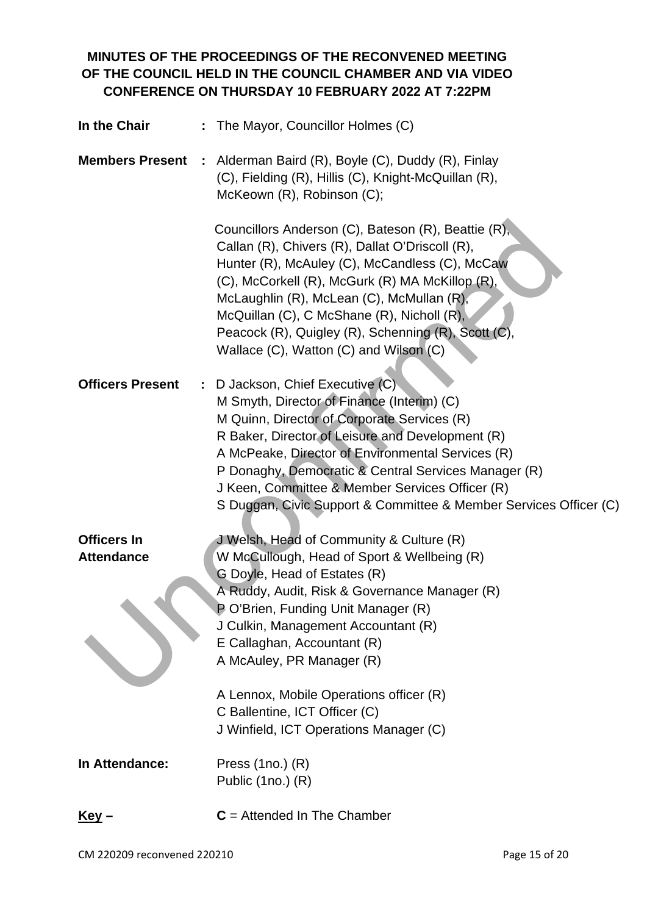**MINUTES OF THE PROCEEDINGS OF THE RECONVENED MEETING OF THE COUNCIL HELD IN THE COUNCIL CHAMBER AND VIA VIDEO CONFERENCE ON THURSDAY 10 FEBRUARY 2022 AT 7:22PM**

**In the Chair** : The Mayor, Councillor Holmes (C)

**Members Present** : Alderman Baird (R), Boyle (C), Duddy (R), Finlay (C), Fielding (R), Hillis (C), Knight-McQuillan (R), McKeown (R), Robinson (C);

Councillors Anderson (C), Bateson (R), Beattie (R), Callan (R), Chivers (R), Dallat O'Driscoll (R), Hunter (R), McAuley (C), McCandless (C), McCaw (C), McCorkell (R), McGurk (R) MA McKillop (R), McLaughlin (R), McLean (C), McMullan (R), McQuillan (C), C McShane (R), Nicholl (R), Peacock (R), Quigley (R), Schenning (R), Scott (C), Wallace (C), Watton (C) and Wilson (C)

**Officers Present** : D Jackson, Chief Executive (C)
M Smyth, Director of Finance (Interim) (C)
M Quinn, Director of Corporate Services (R)
R Baker, Director of Leisure and Development (R)
A McPeake, Director of Environmental Services (R)
P Donaghy, Democratic & Central Services Manager (R)
J Keen, Committee & Member Services Officer (R)
S Duggan, Civic Support & Committee & Member Services Officer (C)

**Officers In Attendance** J Welsh, Head of Community & Culture (R)
W McCullough, Head of Sport & Wellbeing (R)
G Doyle, Head of Estates (R)
A Ruddy, Audit, Risk & Governance Manager (R)
P O'Brien, Funding Unit Manager (R)
J Culkin, Management Accountant (R)
E Callaghan, Accountant (R)
A McAuley, PR Manager (R)

A Lennox, Mobile Operations officer (R)
C Ballentine, ICT Officer (C)
J Winfield, ICT Operations Manager (C)

**In Attendance:** Press (1no.) (R)
Public (1no.) (R)

**Key –** **C** = Attended In The Chamber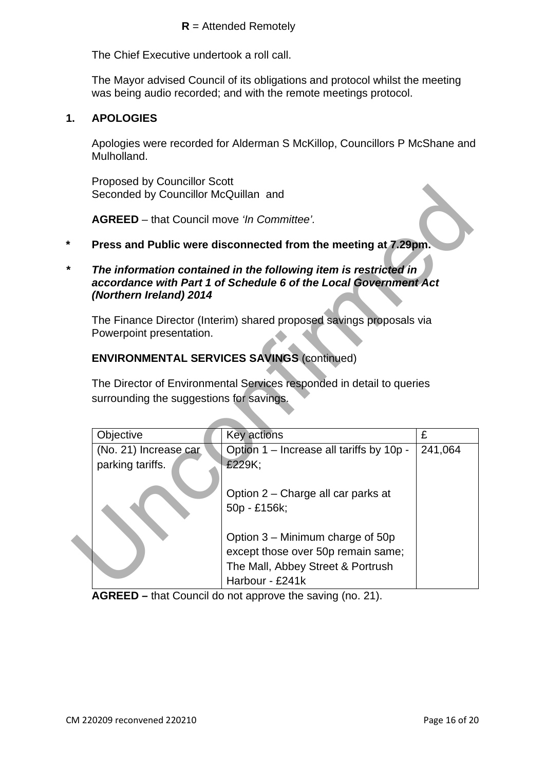**R** = Attended Remotely

The Chief Executive undertook a roll call.

The Mayor advised Council of its obligations and protocol whilst the meeting was being audio recorded; and with the remote meetings protocol.

## 1. APOLOGIES

Apologies were recorded for Alderman S McKillop, Councillors P McShane and Mulholland.

Proposed by Councillor Scott
Seconded by Councillor McQuillan and

**AGREED** – that Council move *'In Committee'.*

\* **Press and Public were disconnected from the meeting at 7.29pm.**

\* ***The information contained in the following item is restricted in accordance with Part 1 of Schedule 6 of the Local Government Act (Northern Ireland) 2014***

The Finance Director (Interim) shared proposed savings proposals via Powerpoint presentation.

**ENVIRONMENTAL SERVICES SAVINGS** (continued)

The Director of Environmental Services responded in detail to queries surrounding the suggestions for savings.

| Objective | Key actions | £ |
|---|---|---|
| (No. 21) Increase car parking tariffs. | Option 1 – Increase all tariffs by 10p - £229K;<br><br>Option 2 – Charge all car parks at 50p - £156k;<br><br>Option 3 – Minimum charge of 50p except those over 50p remain same; The Mall, Abbey Street & Portrush Harbour - £241k | 241,064 |

**AGREED –** that Council do not approve the saving (no. 21).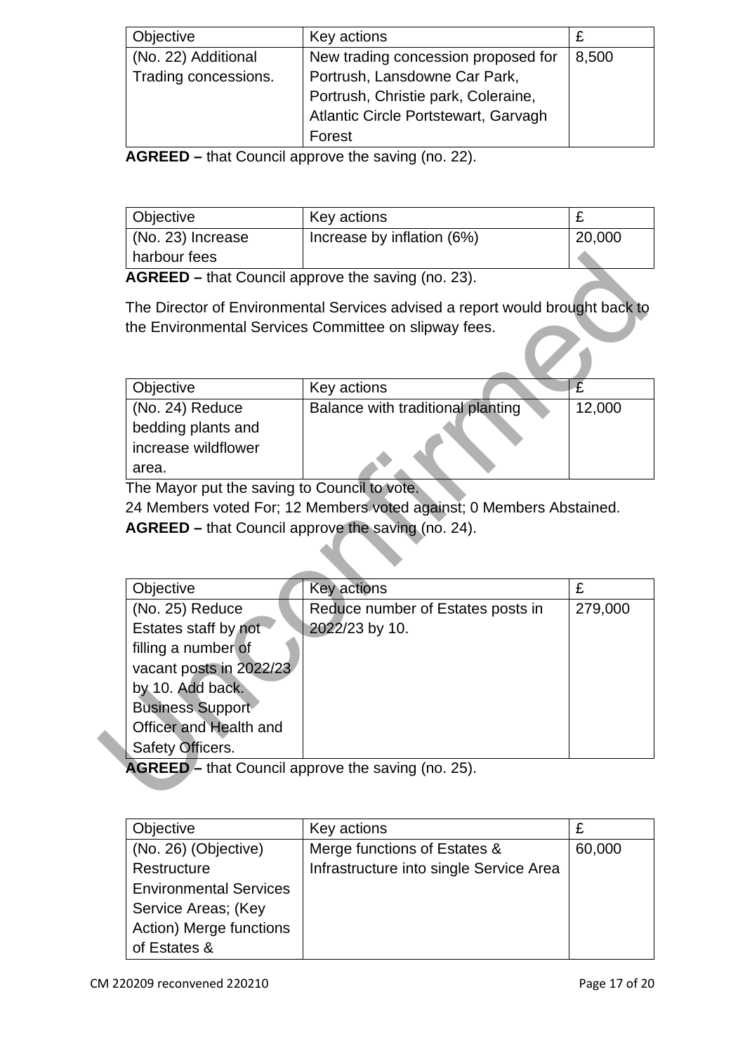| Objective | Key actions | £ |
|---|---|---|
| (No. 22) Additional Trading concessions. | New trading concession proposed for Portrush, Lansdowne Car Park, Portrush, Christie park, Coleraine, Atlantic Circle Portstewart, Garvagh Forest | 8,500 |

**AGREED –** that Council approve the saving (no. 22).

| Objective | Key actions | £ |
|---|---|---|
| (No. 23) Increase harbour fees | Increase by inflation (6%) | 20,000 |

**AGREED –** that Council approve the saving (no. 23).

The Director of Environmental Services advised a report would brought back to the Environmental Services Committee on slipway fees.

| Objective | Key actions | £ |
|---|---|---|
| (No. 24) Reduce bedding plants and increase wildflower area. | Balance with traditional planting | 12,000 |

The Mayor put the saving to Council to vote.

24 Members voted For; 12 Members voted against; 0 Members Abstained.

**AGREED –** that Council approve the saving (no. 24).

| Objective | Key actions | £ |
|---|---|---|
| (No. 25) Reduce Estates staff by not filling a number of vacant posts in 2022/23 by 10. Add back. Business Support Officer and Health and Safety Officers. | Reduce number of Estates posts in 2022/23 by 10. | 279,000 |

**AGREED –** that Council approve the saving (no. 25).

| Objective | Key actions | £ |
|---|---|---|
| (No. 26) (Objective) Restructure Environmental Services Service Areas; (Key Action) Merge functions of Estates & | Merge functions of Estates & Infrastructure into single Service Area | 60,000 |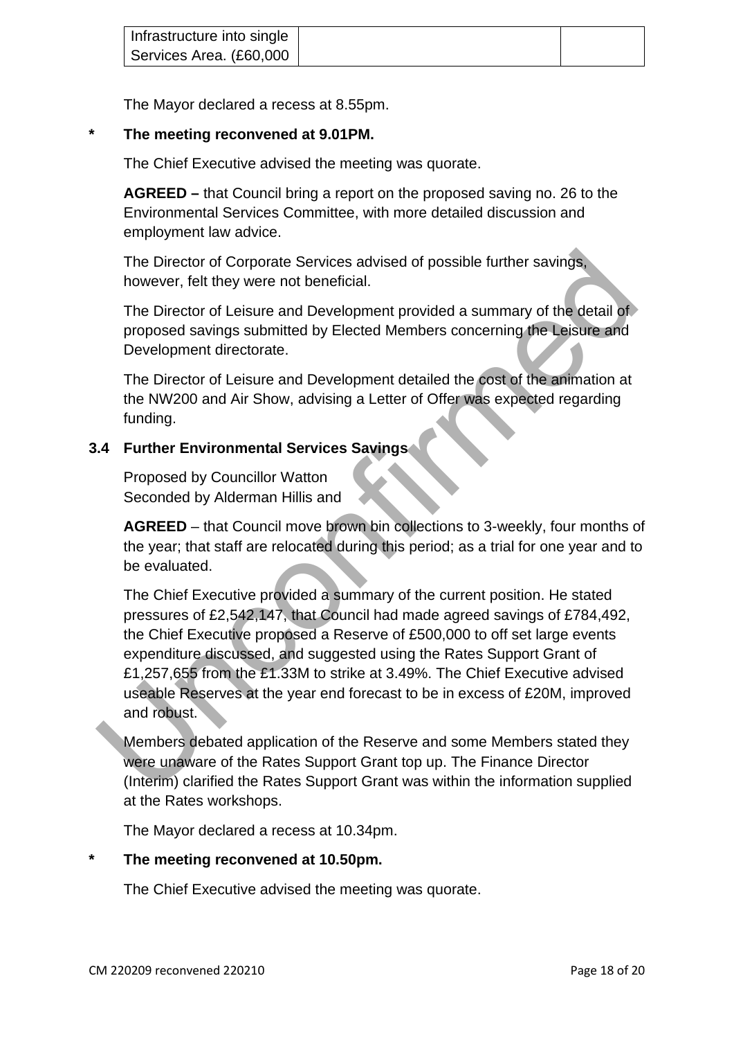| Infrastructure into single Services Area. (£60,000 | | |
|---|---|---|

The Mayor declared a recess at 8.55pm.

**\* The meeting reconvened at 9.01PM.**

The Chief Executive advised the meeting was quorate.

**AGREED –** that Council bring a report on the proposed saving no. 26 to the Environmental Services Committee, with more detailed discussion and employment law advice.

The Director of Corporate Services advised of possible further savings, however, felt they were not beneficial.

The Director of Leisure and Development provided a summary of the detail of proposed savings submitted by Elected Members concerning the Leisure and Development directorate.

The Director of Leisure and Development detailed the cost of the animation at the NW200 and Air Show, advising a Letter of Offer was expected regarding funding.

### 3.4 Further Environmental Services Savings

Proposed by Councillor Watton
Seconded by Alderman Hillis and

**AGREED** – that Council move brown bin collections to 3-weekly, four months of the year; that staff are relocated during this period; as a trial for one year and to be evaluated.

The Chief Executive provided a summary of the current position. He stated pressures of £2,542,147, that Council had made agreed savings of £784,492, the Chief Executive proposed a Reserve of £500,000 to off set large events expenditure discussed, and suggested using the Rates Support Grant of £1,257,655 from the £1.33M to strike at 3.49%. The Chief Executive advised useable Reserves at the year end forecast to be in excess of £20M, improved and robust.

Members debated application of the Reserve and some Members stated they were unaware of the Rates Support Grant top up. The Finance Director (Interim) clarified the Rates Support Grant was within the information supplied at the Rates workshops.

The Mayor declared a recess at 10.34pm.

**\* The meeting reconvened at 10.50pm.**

The Chief Executive advised the meeting was quorate.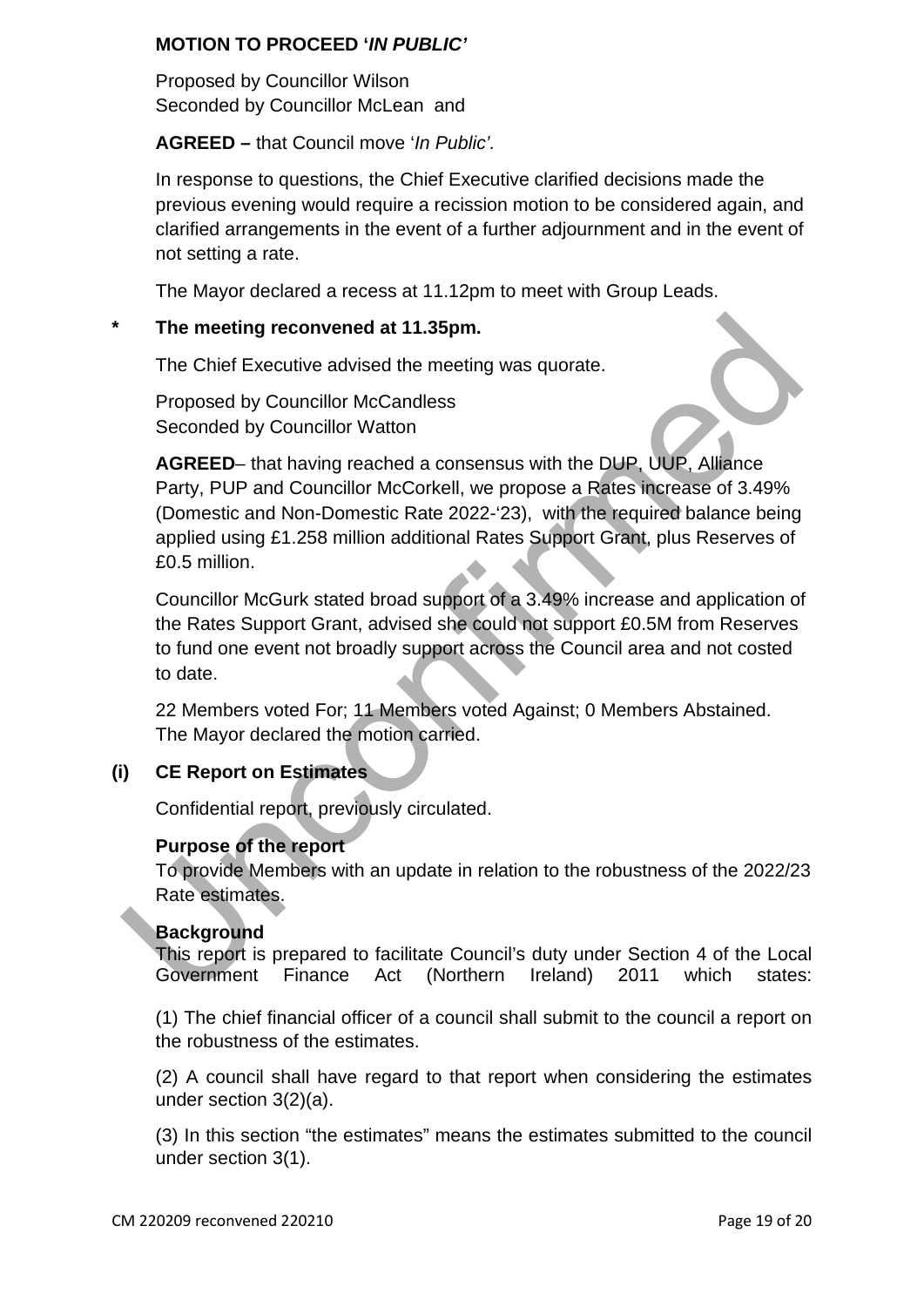**MOTION TO PROCEED '*IN PUBLIC*'**

Proposed by Councillor Wilson
Seconded by Councillor McLean and

**AGREED –** that Council move '*In Public'.*

In response to questions, the Chief Executive clarified decisions made the previous evening would require a recission motion to be considered again, and clarified arrangements in the event of a further adjournment and in the event of not setting a rate.

The Mayor declared a recess at 11.12pm to meet with Group Leads.

**\* The meeting reconvened at 11.35pm.**

The Chief Executive advised the meeting was quorate.

Proposed by Councillor McCandless
Seconded by Councillor Watton

**AGREED**– that having reached a consensus with the DUP, UUP, Alliance Party, PUP and Councillor McCorkell, we propose a Rates increase of 3.49% (Domestic and Non-Domestic Rate 2022-'23), with the required balance being applied using £1.258 million additional Rates Support Grant, plus Reserves of £0.5 million.

Councillor McGurk stated broad support of a 3.49% increase and application of the Rates Support Grant, advised she could not support £0.5M from Reserves to fund one event not broadly support across the Council area and not costed to date.

22 Members voted For; 11 Members voted Against; 0 Members Abstained.
The Mayor declared the motion carried.

**(i) CE Report on Estimates**

Confidential report, previously circulated.

**Purpose of the report**
To provide Members with an update in relation to the robustness of the 2022/23 Rate estimates.

**Background**
This report is prepared to facilitate Council's duty under Section 4 of the Local Government Finance Act (Northern Ireland) 2011 which states:

(1) The chief financial officer of a council shall submit to the council a report on the robustness of the estimates.

(2) A council shall have regard to that report when considering the estimates under section 3(2)(a).

(3) In this section "the estimates" means the estimates submitted to the council under section 3(1).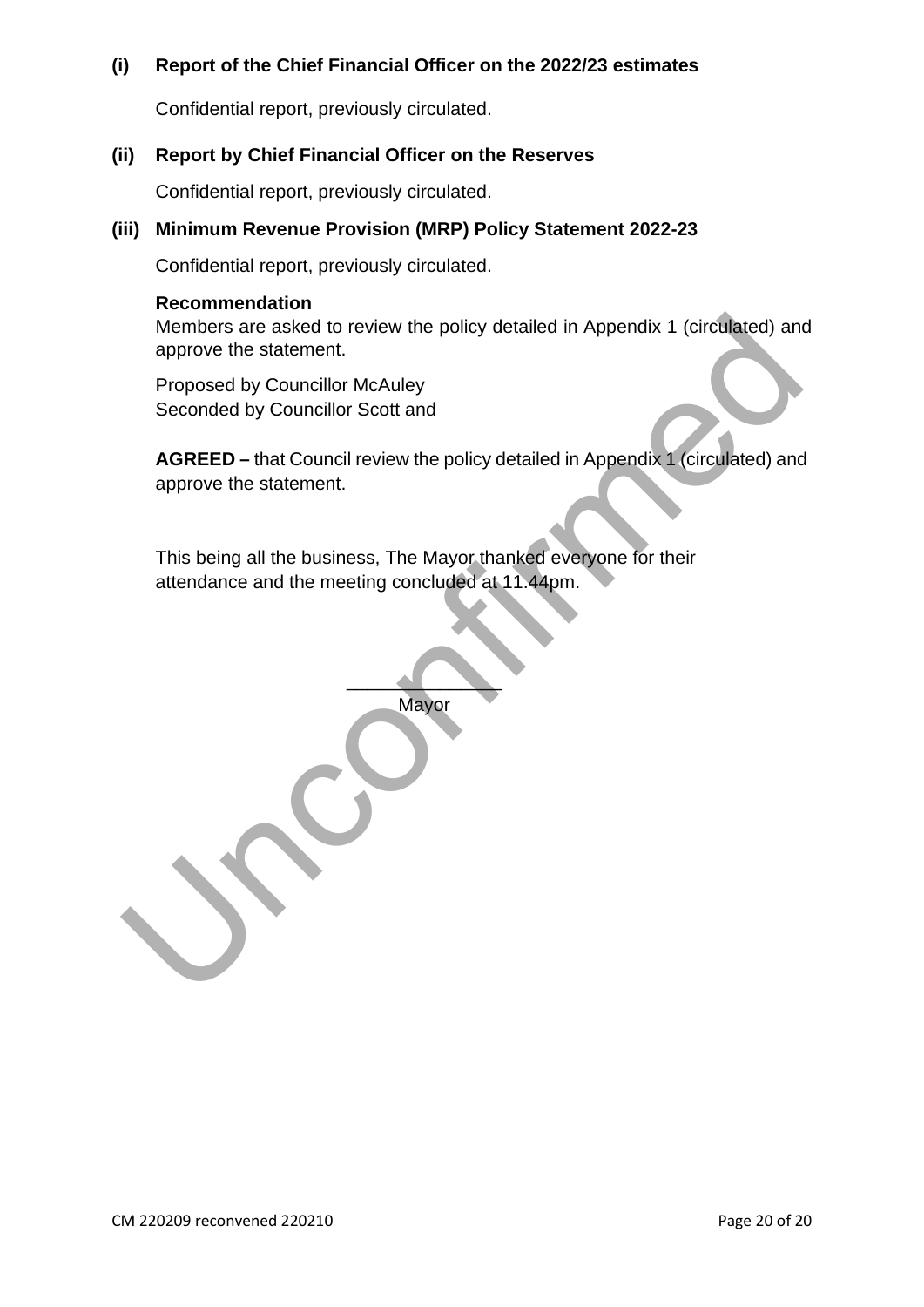**(i) Report of the Chief Financial Officer on the 2022/23 estimates**

Confidential report, previously circulated.

**(ii) Report by Chief Financial Officer on the Reserves**

Confidential report, previously circulated.

**(iii) Minimum Revenue Provision (MRP) Policy Statement 2022-23**

Confidential report, previously circulated.

**Recommendation**
Members are asked to review the policy detailed in Appendix 1 (circulated) and approve the statement.

Proposed by Councillor McAuley
Seconded by Councillor Scott and

**AGREED –** that Council review the policy detailed in Appendix 1 (circulated) and approve the statement.

This being all the business, The Mayor thanked everyone for their attendance and the meeting concluded at 11.44pm.

_______________
Mayor

Unconfirmed